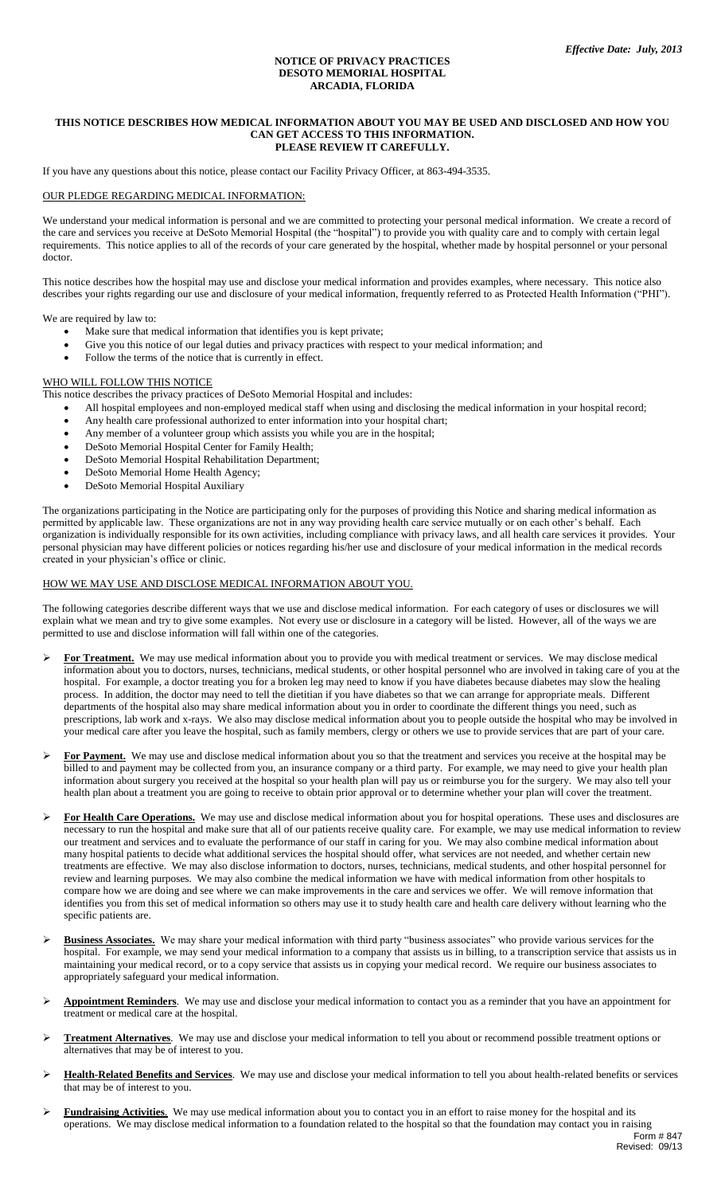*Effective Date: July, 2013*

**NOTICE OF PRIVACY PRACTICES**
**DESOTO MEMORIAL HOSPITAL**
**ARCADIA, FLORIDA**

**THIS NOTICE DESCRIBES HOW MEDICAL INFORMATION ABOUT YOU MAY BE USED AND DISCLOSED AND HOW YOU CAN GET ACCESS TO THIS INFORMATION.**
**PLEASE REVIEW IT CAREFULLY.**

If you have any questions about this notice, please contact our Facility Privacy Officer, at 863-494-3535.

## OUR PLEDGE REGARDING MEDICAL INFORMATION:

We understand your medical information is personal and we are committed to protecting your personal medical information. We create a record of the care and services you receive at DeSoto Memorial Hospital (the "hospital") to provide you with quality care and to comply with certain legal requirements. This notice applies to all of the records of your care generated by the hospital, whether made by hospital personnel or your personal doctor.

This notice describes how the hospital may use and disclose your medical information and provides examples, where necessary. This notice also describes your rights regarding our use and disclosure of your medical information, frequently referred to as Protected Health Information ("PHI").

We are required by law to:

- Make sure that medical information that identifies you is kept private;
- Give you this notice of our legal duties and privacy practices with respect to your medical information; and
- Follow the terms of the notice that is currently in effect.

## WHO WILL FOLLOW THIS NOTICE

This notice describes the privacy practices of DeSoto Memorial Hospital and includes:

- All hospital employees and non-employed medical staff when using and disclosing the medical information in your hospital record;
- Any health care professional authorized to enter information into your hospital chart;
- Any member of a volunteer group which assists you while you are in the hospital;
- DeSoto Memorial Hospital Center for Family Health;
- DeSoto Memorial Hospital Rehabilitation Department;
- DeSoto Memorial Home Health Agency;
- DeSoto Memorial Hospital Auxiliary

The organizations participating in the Notice are participating only for the purposes of providing this Notice and sharing medical information as permitted by applicable law. These organizations are not in any way providing health care service mutually or on each other's behalf. Each organization is individually responsible for its own activities, including compliance with privacy laws, and all health care services it provides. Your personal physician may have different policies or notices regarding his/her use and disclosure of your medical information in the medical records created in your physician's office or clinic.

## HOW WE MAY USE AND DISCLOSE MEDICAL INFORMATION ABOUT YOU.

The following categories describe different ways that we use and disclose medical information. For each category of uses or disclosures we will explain what we mean and try to give some examples. Not every use or disclosure in a category will be listed. However, all of the ways we are permitted to use and disclose information will fall within one of the categories.

- **For Treatment.** We may use medical information about you to provide you with medical treatment or services. We may disclose medical information about you to doctors, nurses, technicians, medical students, or other hospital personnel who are involved in taking care of you at the hospital. For example, a doctor treating you for a broken leg may need to know if you have diabetes because diabetes may slow the healing process. In addition, the doctor may need to tell the dietitian if you have diabetes so that we can arrange for appropriate meals. Different departments of the hospital also may share medical information about you in order to coordinate the different things you need, such as prescriptions, lab work and x-rays. We also may disclose medical information about you to people outside the hospital who may be involved in your medical care after you leave the hospital, such as family members, clergy or others we use to provide services that are part of your care.

- **For Payment.** We may use and disclose medical information about you so that the treatment and services you receive at the hospital may be billed to and payment may be collected from you, an insurance company or a third party. For example, we may need to give your health plan information about surgery you received at the hospital so your health plan will pay us or reimburse you for the surgery. We may also tell your health plan about a treatment you are going to receive to obtain prior approval or to determine whether your plan will cover the treatment.

- **For Health Care Operations.** We may use and disclose medical information about you for hospital operations. These uses and disclosures are necessary to run the hospital and make sure that all of our patients receive quality care. For example, we may use medical information to review our treatment and services and to evaluate the performance of our staff in caring for you. We may also combine medical information about many hospital patients to decide what additional services the hospital should offer, what services are not needed, and whether certain new treatments are effective. We may also disclose information to doctors, nurses, technicians, medical students, and other hospital personnel for review and learning purposes. We may also combine the medical information we have with medical information from other hospitals to compare how we are doing and see where we can make improvements in the care and services we offer. We will remove information that identifies you from this set of medical information so others may use it to study health care and health care delivery without learning who the specific patients are.

- **Business Associates.** We may share your medical information with third party "business associates" who provide various services for the hospital. For example, we may send your medical information to a company that assists us in billing, to a transcription service that assists us in maintaining your medical record, or to a copy service that assists us in copying your medical record. We require our business associates to appropriately safeguard your medical information.

- **Appointment Reminders**. We may use and disclose your medical information to contact you as a reminder that you have an appointment for treatment or medical care at the hospital.

- **Treatment Alternatives**. We may use and disclose your medical information to tell you about or recommend possible treatment options or alternatives that may be of interest to you.

- **Health-Related Benefits and Services**. We may use and disclose your medical information to tell you about health-related benefits or services that may be of interest to you.

- **Fundraising Activities**. We may use medical information about you to contact you in an effort to raise money for the hospital and its operations. We may disclose medical information to a foundation related to the hospital so that the foundation may contact you in raising

Form # 847
Revised: 09/13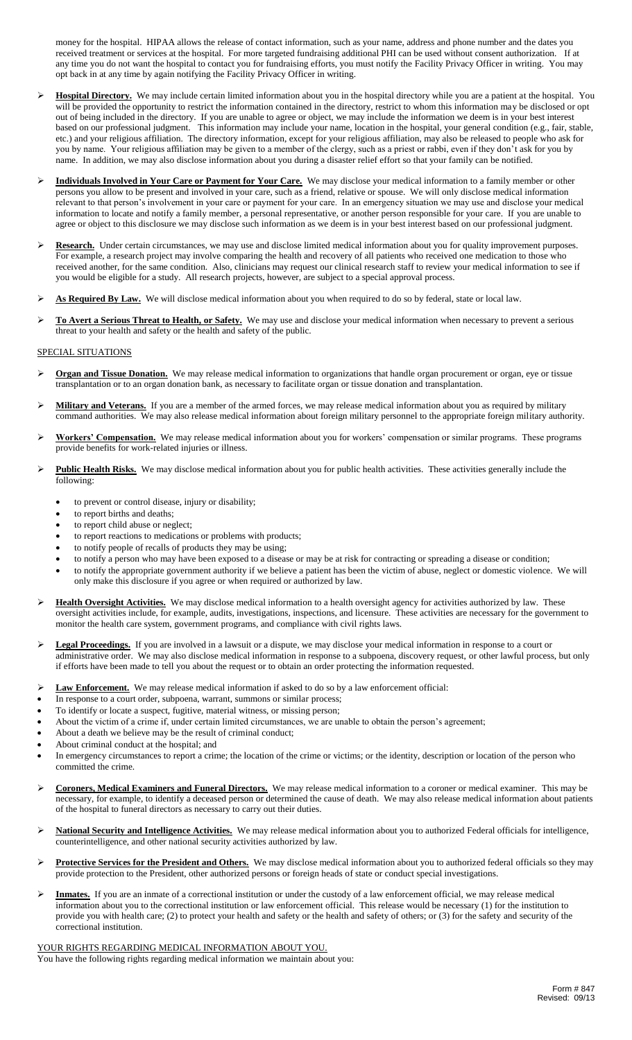money for the hospital. HIPAA allows the release of contact information, such as your name, address and phone number and the dates you received treatment or services at the hospital. For more targeted fundraising additional PHI can be used without consent authorization. If at any time you do not want the hospital to contact you for fundraising efforts, you must notify the Facility Privacy Officer in writing. You may opt back in at any time by again notifying the Facility Privacy Officer in writing.

- **Hospital Directory.** We may include certain limited information about you in the hospital directory while you are a patient at the hospital. You will be provided the opportunity to restrict the information contained in the directory, restrict to whom this information may be disclosed or opt out of being included in the directory. If you are unable to agree or object, we may include the information we deem is in your best interest based on our professional judgment. This information may include your name, location in the hospital, your general condition (e.g., fair, stable, etc.) and your religious affiliation. The directory information, except for your religious affiliation, may also be released to people who ask for you by name. Your religious affiliation may be given to a member of the clergy, such as a priest or rabbi, even if they don't ask for you by name. In addition, we may also disclose information about you during a disaster relief effort so that your family can be notified.

- **Individuals Involved in Your Care or Payment for Your Care.** We may disclose your medical information to a family member or other persons you allow to be present and involved in your care, such as a friend, relative or spouse. We will only disclose medical information relevant to that person's involvement in your care or payment for your care. In an emergency situation we may use and disclose your medical information to locate and notify a family member, a personal representative, or another person responsible for your care. If you are unable to agree or object to this disclosure we may disclose such information as we deem is in your best interest based on our professional judgment.

- **Research.** Under certain circumstances, we may use and disclose limited medical information about you for quality improvement purposes. For example, a research project may involve comparing the health and recovery of all patients who received one medication to those who received another, for the same condition. Also, clinicians may request our clinical research staff to review your medical information to see if you would be eligible for a study. All research projects, however, are subject to a special approval process.

- **As Required By Law.** We will disclose medical information about you when required to do so by federal, state or local law.

- **To Avert a Serious Threat to Health, or Safety.** We may use and disclose your medical information when necessary to prevent a serious threat to your health and safety or the health and safety of the public.

## SPECIAL SITUATIONS

- **Organ and Tissue Donation.** We may release medical information to organizations that handle organ procurement or organ, eye or tissue transplantation or to an organ donation bank, as necessary to facilitate organ or tissue donation and transplantation.

- **Military and Veterans.** If you are a member of the armed forces, we may release medical information about you as required by military command authorities. We may also release medical information about foreign military personnel to the appropriate foreign military authority.

- **Workers' Compensation.** We may release medical information about you for workers' compensation or similar programs. These programs provide benefits for work-related injuries or illness.

- **Public Health Risks.** We may disclose medical information about you for public health activities. These activities generally include the following:
  - to prevent or control disease, injury or disability;
  - to report births and deaths;
  - to report child abuse or neglect;
  - to report reactions to medications or problems with products;
  - to notify people of recalls of products they may be using;
  - to notify a person who may have been exposed to a disease or may be at risk for contracting or spreading a disease or condition;
  - to notify the appropriate government authority if we believe a patient has been the victim of abuse, neglect or domestic violence. We will only make this disclosure if you agree or when required or authorized by law.

- **Health Oversight Activities.** We may disclose medical information to a health oversight agency for activities authorized by law. These oversight activities include, for example, audits, investigations, inspections, and licensure. These activities are necessary for the government to monitor the health care system, government programs, and compliance with civil rights laws.

- **Legal Proceedings.** If you are involved in a lawsuit or a dispute, we may disclose your medical information in response to a court or administrative order. We may also disclose medical information in response to a subpoena, discovery request, or other lawful process, but only if efforts have been made to tell you about the request or to obtain an order protecting the information requested.

- **Law Enforcement.** We may release medical information if asked to do so by a law enforcement official:
- In response to a court order, subpoena, warrant, summons or similar process;
- To identify or locate a suspect, fugitive, material witness, or missing person;
- About the victim of a crime if, under certain limited circumstances, we are unable to obtain the person's agreement;
- About a death we believe may be the result of criminal conduct;
- About criminal conduct at the hospital; and
- In emergency circumstances to report a crime; the location of the crime or victims; or the identity, description or location of the person who committed the crime.

- **Coroners, Medical Examiners and Funeral Directors.** We may release medical information to a coroner or medical examiner. This may be necessary, for example, to identify a deceased person or determined the cause of death. We may also release medical information about patients of the hospital to funeral directors as necessary to carry out their duties.

- **National Security and Intelligence Activities.** We may release medical information about you to authorized Federal officials for intelligence, counterintelligence, and other national security activities authorized by law.

- **Protective Services for the President and Others.** We may disclose medical information about you to authorized federal officials so they may provide protection to the President, other authorized persons or foreign heads of state or conduct special investigations.

- **Inmates.** If you are an inmate of a correctional institution or under the custody of a law enforcement official, we may release medical information about you to the correctional institution or law enforcement official. This release would be necessary (1) for the institution to provide you with health care; (2) to protect your health and safety or the health and safety of others; or (3) for the safety and security of the correctional institution.

## YOUR RIGHTS REGARDING MEDICAL INFORMATION ABOUT YOU.

You have the following rights regarding medical information we maintain about you:

Form # 847
Revised: 09/13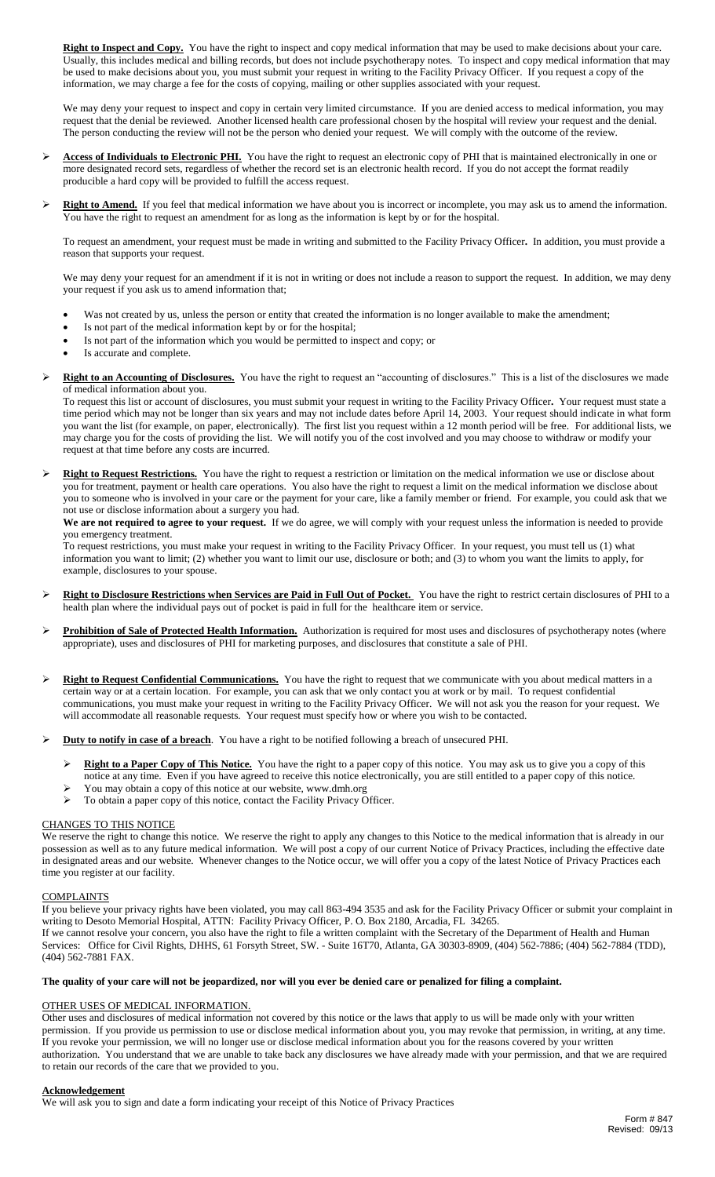**Right to Inspect and Copy.** You have the right to inspect and copy medical information that may be used to make decisions about your care. Usually, this includes medical and billing records, but does not include psychotherapy notes. To inspect and copy medical information that may be used to make decisions about you, you must submit your request in writing to the Facility Privacy Officer. If you request a copy of the information, we may charge a fee for the costs of copying, mailing or other supplies associated with your request.

We may deny your request to inspect and copy in certain very limited circumstance. If you are denied access to medical information, you may request that the denial be reviewed. Another licensed health care professional chosen by the hospital will review your request and the denial. The person conducting the review will not be the person who denied your request. We will comply with the outcome of the review.

- **Access of Individuals to Electronic PHI.** You have the right to request an electronic copy of PHI that is maintained electronically in one or more designated record sets, regardless of whether the record set is an electronic health record. If you do not accept the format readily producible a hard copy will be provided to fulfill the access request.

- **Right to Amend.** If you feel that medical information we have about you is incorrect or incomplete, you may ask us to amend the information. You have the right to request an amendment for as long as the information is kept by or for the hospital.

  To request an amendment, your request must be made in writing and submitted to the Facility Privacy Officer**.** In addition, you must provide a reason that supports your request.

  We may deny your request for an amendment if it is not in writing or does not include a reason to support the request. In addition, we may deny your request if you ask us to amend information that;

  - Was not created by us, unless the person or entity that created the information is no longer available to make the amendment;
  - Is not part of the medical information kept by or for the hospital;
  - Is not part of the information which you would be permitted to inspect and copy; or
  - Is accurate and complete.

- **Right to an Accounting of Disclosures.** You have the right to request an "accounting of disclosures." This is a list of the disclosures we made of medical information about you.
  To request this list or account of disclosures, you must submit your request in writing to the Facility Privacy Officer**.** Your request must state a time period which may not be longer than six years and may not include dates before April 14, 2003. Your request should indicate in what form you want the list (for example, on paper, electronically). The first list you request within a 12 month period will be free. For additional lists, we may charge you for the costs of providing the list. We will notify you of the cost involved and you may choose to withdraw or modify your request at that time before any costs are incurred.

- **Right to Request Restrictions.** You have the right to request a restriction or limitation on the medical information we use or disclose about you for treatment, payment or health care operations. You also have the right to request a limit on the medical information we disclose about you to someone who is involved in your care or the payment for your care, like a family member or friend. For example, you could ask that we not use or disclose information about a surgery you had.
  **We are not required to agree to your request.** If we do agree, we will comply with your request unless the information is needed to provide you emergency treatment.
  To request restrictions, you must make your request in writing to the Facility Privacy Officer. In your request, you must tell us (1) what information you want to limit; (2) whether you want to limit our use, disclosure or both; and (3) to whom you want the limits to apply, for example, disclosures to your spouse.

- **Right to Disclosure Restrictions when Services are Paid in Full Out of Pocket.** You have the right to restrict certain disclosures of PHI to a health plan where the individual pays out of pocket is paid in full for the healthcare item or service.

- **Prohibition of Sale of Protected Health Information.** Authorization is required for most uses and disclosures of psychotherapy notes (where appropriate), uses and disclosures of PHI for marketing purposes, and disclosures that constitute a sale of PHI.

- **Right to Request Confidential Communications.** You have the right to request that we communicate with you about medical matters in a certain way or at a certain location. For example, you can ask that we only contact you at work or by mail. To request confidential communications, you must make your request in writing to the Facility Privacy Officer. We will not ask you the reason for your request. We will accommodate all reasonable requests. Your request must specify how or where you wish to be contacted.

- **Duty to notify in case of a breach**. You have a right to be notified following a breach of unsecured PHI.

  - **Right to a Paper Copy of This Notice.** You have the right to a paper copy of this notice. You may ask us to give you a copy of this notice at any time. Even if you have agreed to receive this notice electronically, you are still entitled to a paper copy of this notice.
  - You may obtain a copy of this notice at our website, www.dmh.org
  - To obtain a paper copy of this notice, contact the Facility Privacy Officer.

## CHANGES TO THIS NOTICE

We reserve the right to change this notice. We reserve the right to apply any changes to this Notice to the medical information that is already in our possession as well as to any future medical information. We will post a copy of our current Notice of Privacy Practices, including the effective date in designated areas and our website. Whenever changes to the Notice occur, we will offer you a copy of the latest Notice of Privacy Practices each time you register at our facility.

## COMPLAINTS

If you believe your privacy rights have been violated, you may call 863-494 3535 and ask for the Facility Privacy Officer or submit your complaint in writing to Desoto Memorial Hospital, ATTN: Facility Privacy Officer, P. O. Box 2180, Arcadia, FL 34265.
If we cannot resolve your concern, you also have the right to file a written complaint with the Secretary of the Department of Health and Human Services: Office for Civil Rights, DHHS, 61 Forsyth Street, SW. - Suite 16T70, Atlanta, GA 30303-8909, (404) 562-7886; (404) 562-7884 (TDD), (404) 562-7881 FAX.

**The quality of your care will not be jeopardized, nor will you ever be denied care or penalized for filing a complaint.**

## OTHER USES OF MEDICAL INFORMATION.

Other uses and disclosures of medical information not covered by this notice or the laws that apply to us will be made only with your written permission. If you provide us permission to use or disclose medical information about you, you may revoke that permission, in writing, at any time. If you revoke your permission, we will no longer use or disclose medical information about you for the reasons covered by your written authorization. You understand that we are unable to take back any disclosures we have already made with your permission, and that we are required to retain our records of the care that we provided to you.

## Acknowledgement

We will ask you to sign and date a form indicating your receipt of this Notice of Privacy Practices

Form # 847
Revised: 09/13